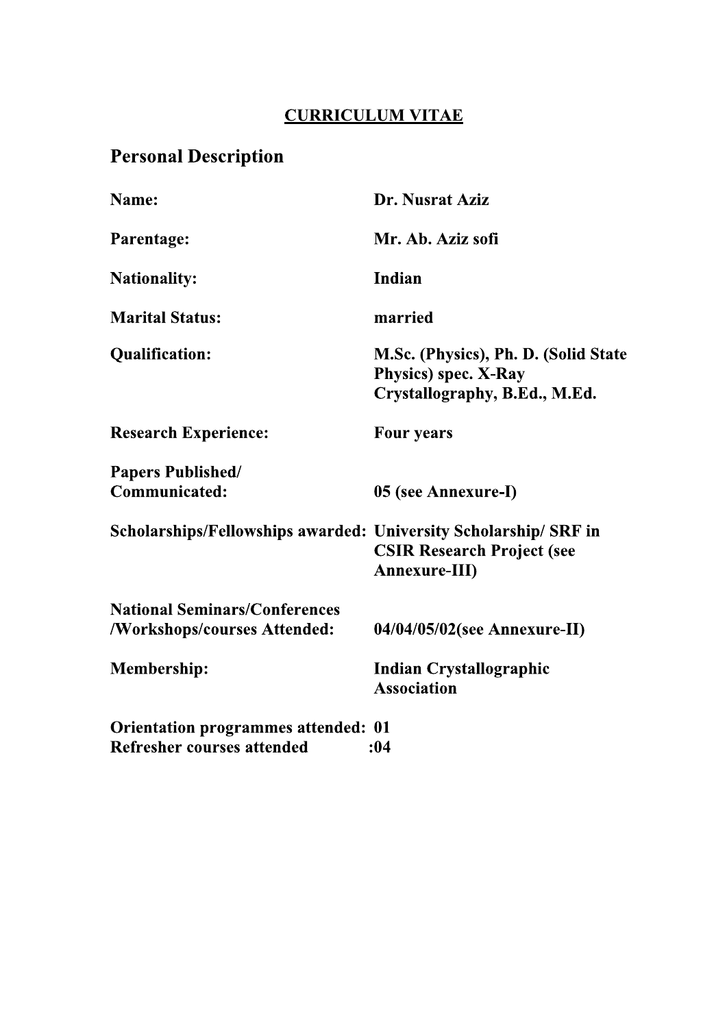<u>**CURRICULUM VITAE**</u>

# Personal Description

**Name:** **Dr. Nusrat Aziz**

**Parentage:** **Mr. Ab. Aziz sofi**

**Nationality:** **Indian**

**Marital Status:** **married**

**Qualification:** **M.Sc. (Physics), Ph. D. (Solid State Physics) spec. X-Ray Crystallography, B.Ed., M.Ed.**

**Research Experience:** **Four years**

**Papers Published/ Communicated:** **05 (see Annexure-I)**

**Scholarships/Fellowships awarded:** **University Scholarship/ SRF in CSIR Research Project (see Annexure-III)**

**National Seminars/Conferences /Workshops/courses Attended:** **04/04/05/02(see Annexure-II)**

**Membership:** **Indian Crystallographic Association**

**Orientation programmes attended: 01**
**Refresher courses attended :04**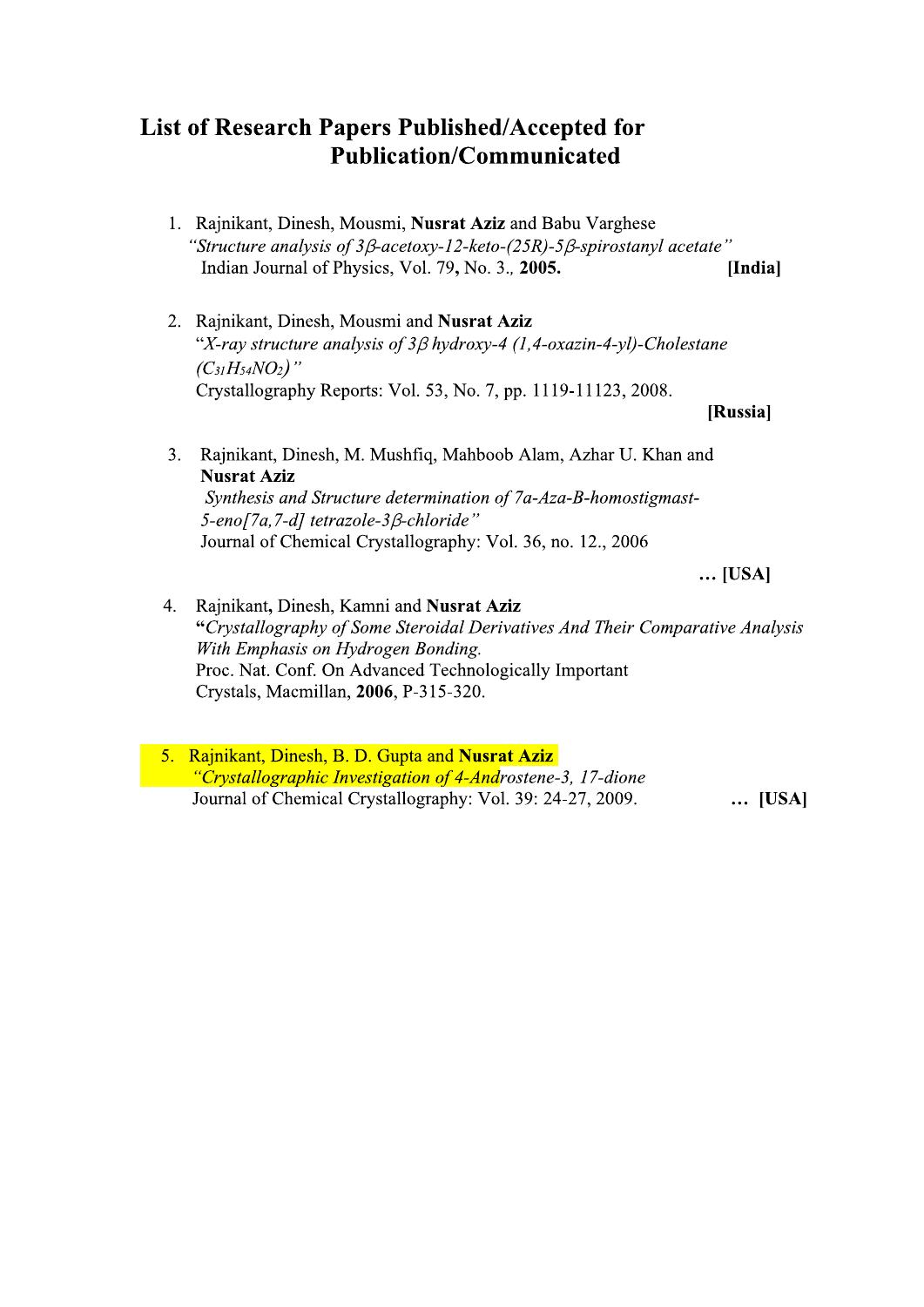# List of Research Papers Published/Accepted for Publication/Communicated

1. Rajnikant, Dinesh, Mousmi, **Nusrat Aziz** and Babu Varghese
   *"Structure analysis of 3β-acetoxy-12-keto-(25R)-5β-spirostanyl acetate"*
   Indian Journal of Physics, Vol. 79**,** No. 3.*,* **2005.** **[India]**

2. Rajnikant, Dinesh, Mousmi and **Nusrat Aziz**
   "*X-ray structure analysis of 3β hydroxy-4 (1,4-oxazin-4-yl)-Cholestane ($C_{31}H_{54}NO_2$)"*
   Crystallography Reports: Vol. 53, No. 7, pp. 1119-11123, 2008.
   **[Russia]**

3. Rajnikant, Dinesh, M. Mushfiq, Mahboob Alam, Azhar U. Khan and **Nusrat Aziz**
   *Synthesis and Structure determination of 7a-Aza-B-homostigmast-5-eno[7a,7-d] tetrazole-3β-chloride"*
   Journal of Chemical Crystallography: Vol. 36, no. 12., 2006
   **… [USA]**

4. Rajnikant**,** Dinesh, Kamni and **Nusrat Aziz**
   **"***Crystallography of Some Steroidal Derivatives And Their Comparative Analysis With Emphasis on Hydrogen Bonding.*
   Proc. Nat. Conf. On Advanced Technologically Important Crystals, Macmillan, **2006**, P-315-320.

5. Rajnikant, Dinesh, B. D. Gupta and **Nusrat Aziz**
   *"Crystallographic Investigation of 4-Androstene-3, 17-dione*
   Journal of Chemical Crystallography: Vol. 39: 24-27, 2009. **… [USA]**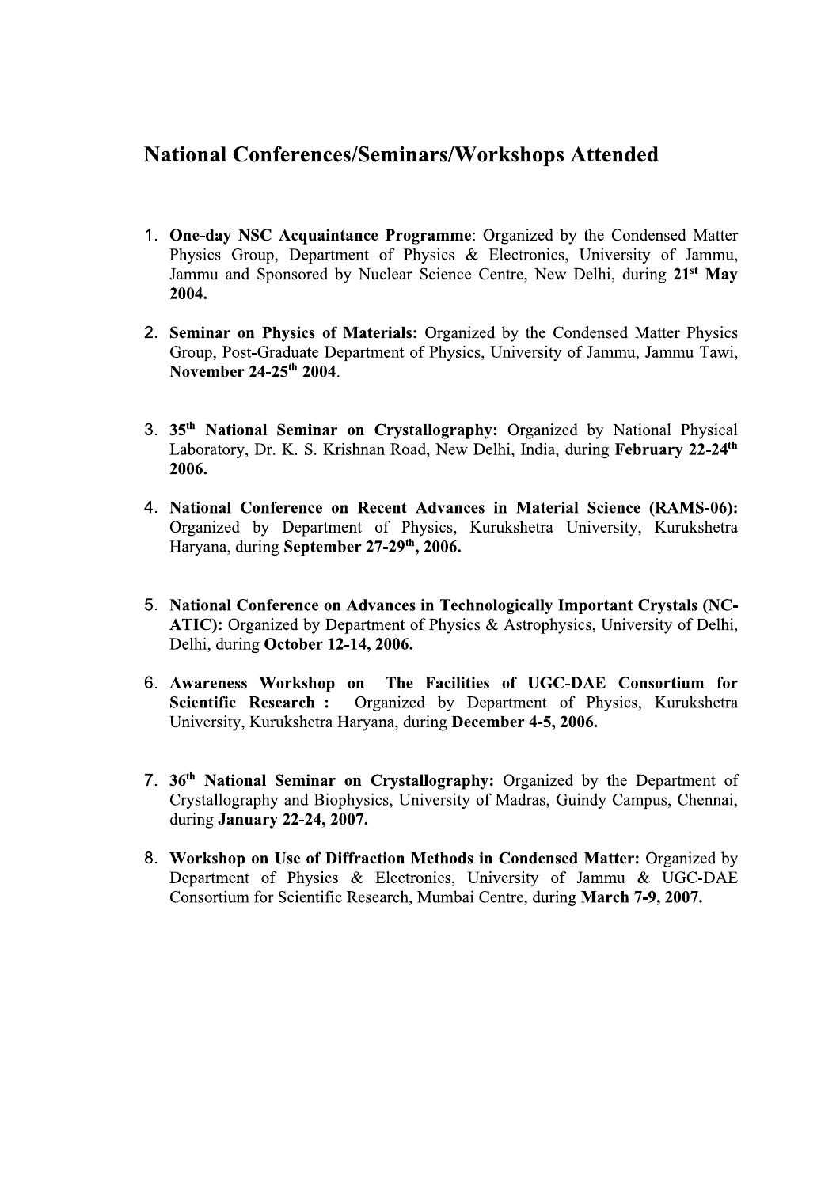## National Conferences/Seminars/Workshops Attended

1. **One-day NSC Acquaintance Programme**: Organized by the Condensed Matter Physics Group, Department of Physics & Electronics, University of Jammu, Jammu and Sponsored by Nuclear Science Centre, New Delhi, during **21st May 2004.**

2. **Seminar on Physics of Materials:** Organized by the Condensed Matter Physics Group, Post-Graduate Department of Physics, University of Jammu, Jammu Tawi, **November 24-25th 2004**.

3. **35th National Seminar on Crystallography:** Organized by National Physical Laboratory, Dr. K. S. Krishnan Road, New Delhi, India, during **February 22-24th 2006.**

4. **National Conference on Recent Advances in Material Science (RAMS-06):** Organized by Department of Physics, Kurukshetra University, Kurukshetra Haryana, during **September 27-29th, 2006.**

5. **National Conference on Advances in Technologically Important Crystals (NC-ATIC):** Organized by Department of Physics & Astrophysics, University of Delhi, Delhi, during **October 12-14, 2006.**

6. **Awareness Workshop on The Facilities of UGC-DAE Consortium for Scientific Research :** Organized by Department of Physics, Kurukshetra University, Kurukshetra Haryana, during **December 4-5, 2006.**

7. **36th National Seminar on Crystallography:** Organized by the Department of Crystallography and Biophysics, University of Madras, Guindy Campus, Chennai, during **January 22-24, 2007.**

8. **Workshop on Use of Diffraction Methods in Condensed Matter:** Organized by Department of Physics & Electronics, University of Jammu & UGC-DAE Consortium for Scientific Research, Mumbai Centre, during **March 7-9, 2007.**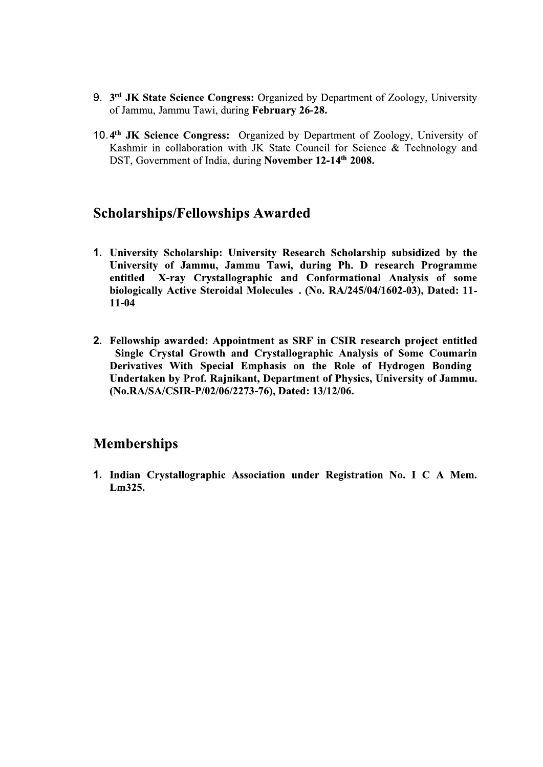9. **3rd JK State Science Congress:** Organized by Department of Zoology, University of Jammu, Jammu Tawi, during **February 26-28.**

10. **4th JK Science Congress:** Organized by Department of Zoology, University of Kashmir in collaboration with JK State Council for Science & Technology and DST, Government of India, during **November 12-14th 2008.**

## Scholarships/Fellowships Awarded

1. **University Scholarship: University Research Scholarship subsidized by the University of Jammu, Jammu Tawi, during Ph. D research Programme entitled X-ray Crystallographic and Conformational Analysis of some biologically Active Steroidal Molecules . (No. RA/245/04/1602-03), Dated: 11-11-04**

2. **Fellowship awarded: Appointment as SRF in CSIR research project entitled Single Crystal Growth and Crystallographic Analysis of Some Coumarin Derivatives With Special Emphasis on the Role of Hydrogen Bonding Undertaken by Prof. Rajnikant, Department of Physics, University of Jammu. (No.RA/SA/CSIR-P/02/06/2273-76), Dated: 13/12/06.**

## Memberships

1. **Indian Crystallographic Association under Registration No. I C A Mem. Lm325.**